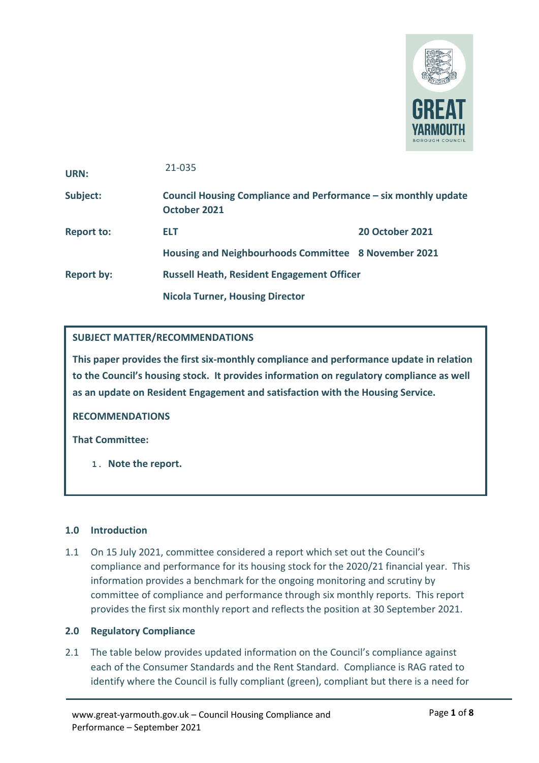| | | |
|---|---|---|
| **URN:** | 21-035 | |
| **Subject:** | **Council Housing Compliance and Performance – six monthly update October 2021** | |
| **Report to:** | **ELT** | **20 October 2021** |
| | **Housing and Neighbourhoods Committee** | **8 November 2021** |
| **Report by:** | **Russell Heath, Resident Engagement Officer** | |
| | **Nicola Turner, Housing Director** | |

**SUBJECT MATTER/RECOMMENDATIONS**

**This paper provides the first six-monthly compliance and performance update in relation to the Council's housing stock. It provides information on regulatory compliance as well as an update on Resident Engagement and satisfaction with the Housing Service.**

**RECOMMENDATIONS**

**That Committee:**

1. **Note the report.**

## 1.0 Introduction

1.1 On 15 July 2021, committee considered a report which set out the Council's compliance and performance for its housing stock for the 2020/21 financial year. This information provides a benchmark for the ongoing monitoring and scrutiny by committee of compliance and performance through six monthly reports. This report provides the first six monthly report and reflects the position at 30 September 2021.

## 2.0 Regulatory Compliance

2.1 The table below provides updated information on the Council's compliance against each of the Consumer Standards and the Rent Standard. Compliance is RAG rated to identify where the Council is fully compliant (green), compliant but there is a need for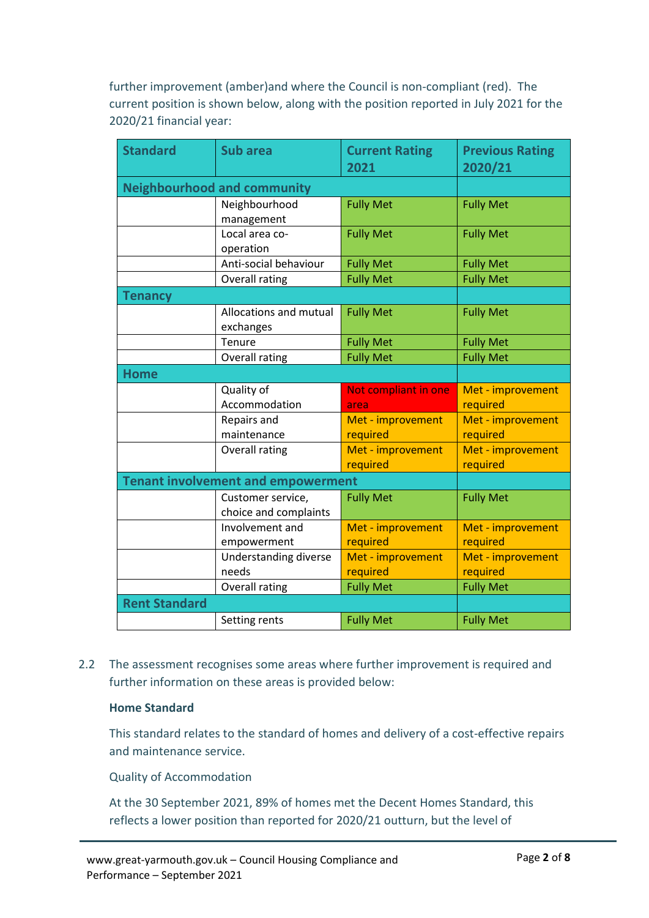further improvement (amber)and where the Council is non-compliant (red). The current position is shown below, along with the position reported in July 2021 for the 2020/21 financial year:

| Standard | Sub area | Current Rating 2021 | Previous Rating 2020/21 |
|---|---|---|---|
| **Neighbourhood and community** | | | |
| | Neighbourhood management | Fully Met | Fully Met |
| | Local area co-operation | Fully Met | Fully Met |
| | Anti-social behaviour | Fully Met | Fully Met |
| | Overall rating | Fully Met | Fully Met |
| **Tenancy** | | | |
| | Allocations and mutual exchanges | Fully Met | Fully Met |
| | Tenure | Fully Met | Fully Met |
| | Overall rating | Fully Met | Fully Met |
| **Home** | | | |
| | Quality of Accommodation | Not compliant in one area | Met - improvement required |
| | Repairs and maintenance | Met - improvement required | Met - improvement required |
| | Overall rating | Met - improvement required | Met - improvement required |
| **Tenant involvement and empowerment** | | | |
| | Customer service, choice and complaints | Fully Met | Fully Met |
| | Involvement and empowerment | Met - improvement required | Met - improvement required |
| | Understanding diverse needs | Met - improvement required | Met - improvement required |
| | Overall rating | Fully Met | Fully Met |
| **Rent Standard** | | | |
| | Setting rents | Fully Met | Fully Met |

2.2 The assessment recognises some areas where further improvement is required and further information on these areas is provided below:

**Home Standard**

This standard relates to the standard of homes and delivery of a cost-effective repairs and maintenance service.

Quality of Accommodation

At the 30 September 2021, 89% of homes met the Decent Homes Standard, this reflects a lower position than reported for 2020/21 outturn, but the level of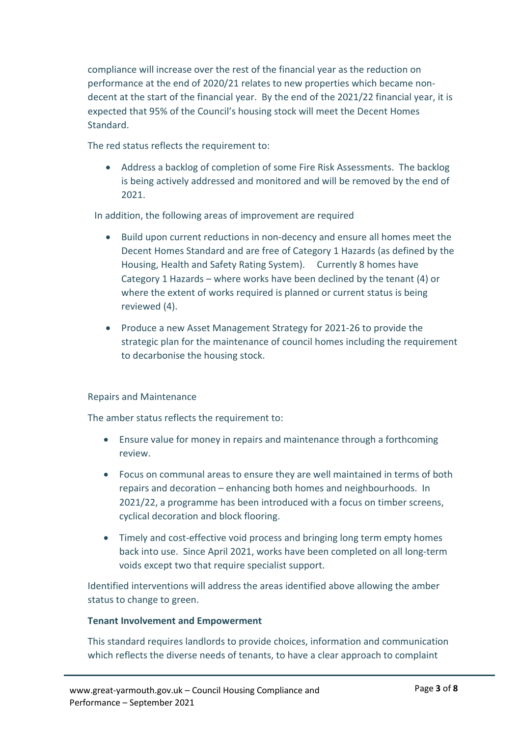compliance will increase over the rest of the financial year as the reduction on performance at the end of 2020/21 relates to new properties which became non-decent at the start of the financial year. By the end of the 2021/22 financial year, it is expected that 95% of the Council's housing stock will meet the Decent Homes Standard.

The red status reflects the requirement to:

- Address a backlog of completion of some Fire Risk Assessments. The backlog is being actively addressed and monitored and will be removed by the end of 2021.

In addition, the following areas of improvement are required

- Build upon current reductions in non-decency and ensure all homes meet the Decent Homes Standard and are free of Category 1 Hazards (as defined by the Housing, Health and Safety Rating System). Currently 8 homes have Category 1 Hazards – where works have been declined by the tenant (4) or where the extent of works required is planned or current status is being reviewed (4).
- Produce a new Asset Management Strategy for 2021-26 to provide the strategic plan for the maintenance of council homes including the requirement to decarbonise the housing stock.

Repairs and Maintenance

The amber status reflects the requirement to:

- Ensure value for money in repairs and maintenance through a forthcoming review.
- Focus on communal areas to ensure they are well maintained in terms of both repairs and decoration – enhancing both homes and neighbourhoods. In 2021/22, a programme has been introduced with a focus on timber screens, cyclical decoration and block flooring.
- Timely and cost-effective void process and bringing long term empty homes back into use. Since April 2021, works have been completed on all long-term voids except two that require specialist support.

Identified interventions will address the areas identified above allowing the amber status to change to green.

**Tenant Involvement and Empowerment**

This standard requires landlords to provide choices, information and communication which reflects the diverse needs of tenants, to have a clear approach to complaint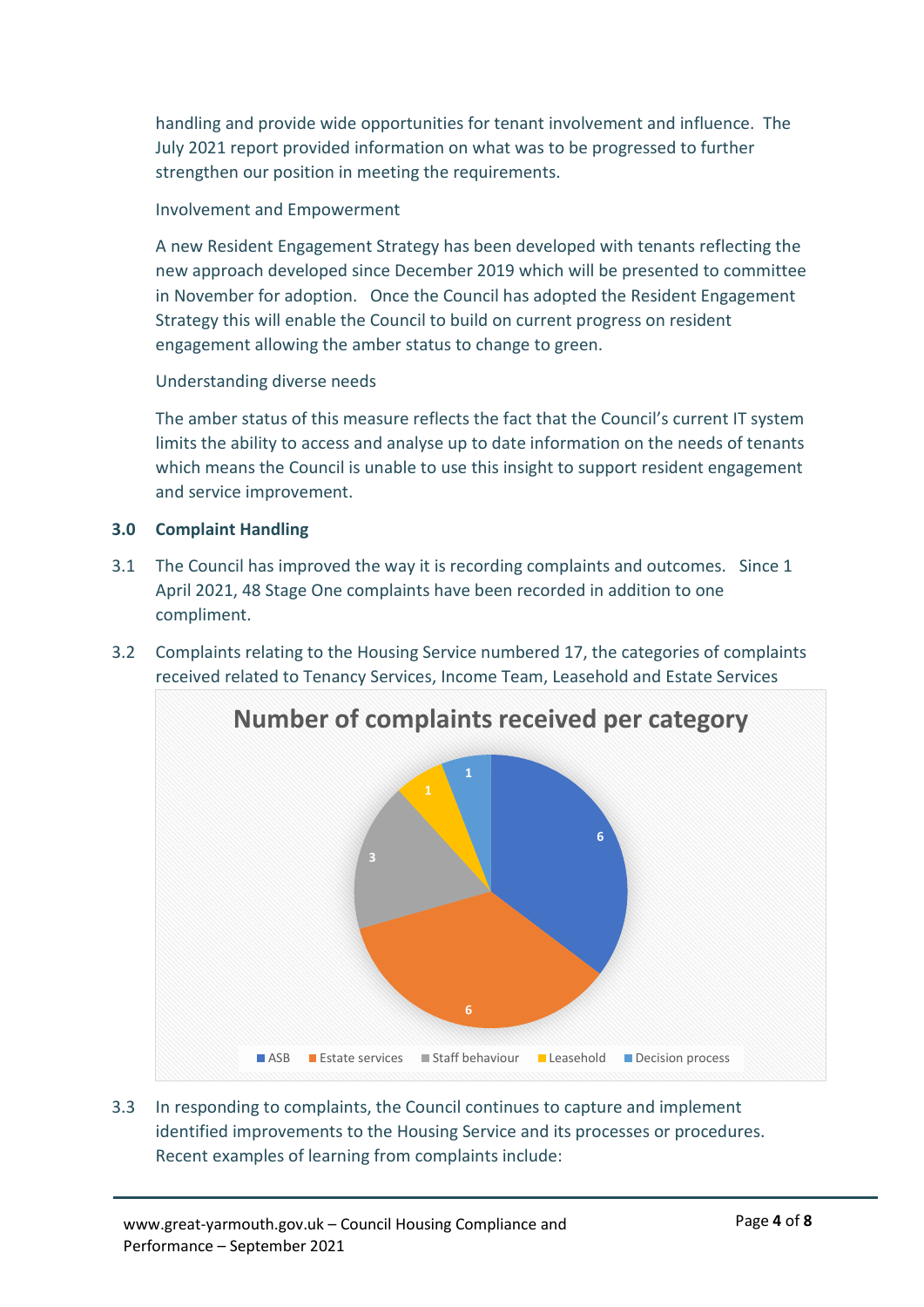handling and provide wide opportunities for tenant involvement and influence. The July 2021 report provided information on what was to be progressed to further strengthen our position in meeting the requirements.

Involvement and Empowerment

A new Resident Engagement Strategy has been developed with tenants reflecting the new approach developed since December 2019 which will be presented to committee in November for adoption. Once the Council has adopted the Resident Engagement Strategy this will enable the Council to build on current progress on resident engagement allowing the amber status to change to green.

Understanding diverse needs

The amber status of this measure reflects the fact that the Council's current IT system limits the ability to access and analyse up to date information on the needs of tenants which means the Council is unable to use this insight to support resident engagement and service improvement.

## 3.0 Complaint Handling

3.1 The Council has improved the way it is recording complaints and outcomes. Since 1 April 2021, 48 Stage One complaints have been recorded in addition to one compliment.

3.2 Complaints relating to the Housing Service numbered 17, the categories of complaints received related to Tenancy Services, Income Team, Leasehold and Estate Services

**Number of complaints received per category**

| Category | Number |
|---|---|
| ASB | 6 |
| Estate services | 6 |
| Staff behaviour | 3 |
| Leasehold | 1 |
| Decision process | 1 |

3.3 In responding to complaints, the Council continues to capture and implement identified improvements to the Housing Service and its processes or procedures. Recent examples of learning from complaints include: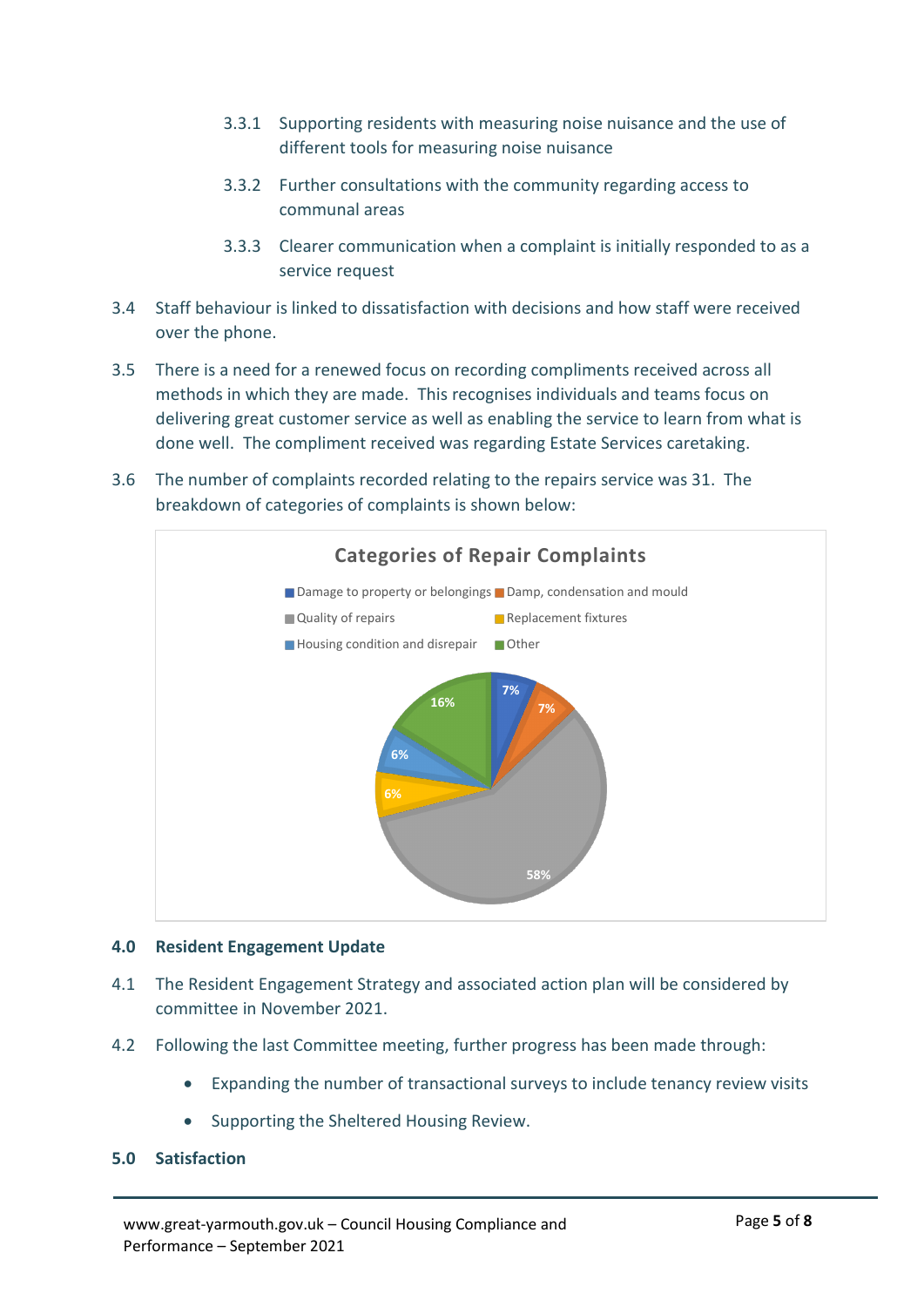3.3.1 Supporting residents with measuring noise nuisance and the use of different tools for measuring noise nuisance

3.3.2 Further consultations with the community regarding access to communal areas

3.3.3 Clearer communication when a complaint is initially responded to as a service request

3.4 Staff behaviour is linked to dissatisfaction with decisions and how staff were received over the phone.

3.5 There is a need for a renewed focus on recording compliments received across all methods in which they are made. This recognises individuals and teams focus on delivering great customer service as well as enabling the service to learn from what is done well. The compliment received was regarding Estate Services caretaking.

3.6 The number of complaints recorded relating to the repairs service was 31. The breakdown of categories of complaints is shown below:

**Categories of Repair Complaints**

| Category | Percentage |
|---|---|
| Damage to property or belongings | 7% |
| Damp, condensation and mould | 7% |
| Quality of repairs | 58% |
| Replacement fixtures | 6% |
| Housing condition and disrepair | 6% |
| Other | 16% |

## 4.0 Resident Engagement Update

4.1 The Resident Engagement Strategy and associated action plan will be considered by committee in November 2021.

4.2 Following the last Committee meeting, further progress has been made through:

- Expanding the number of transactional surveys to include tenancy review visits
- Supporting the Sheltered Housing Review.

## 5.0 Satisfaction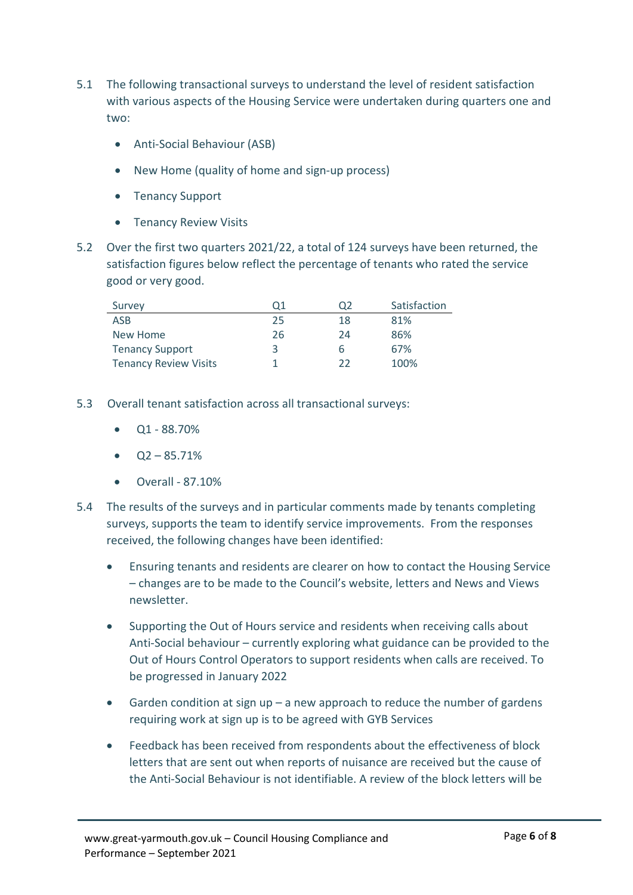5.1 The following transactional surveys to understand the level of resident satisfaction with various aspects of the Housing Service were undertaken during quarters one and two:

- Anti-Social Behaviour (ASB)
- New Home (quality of home and sign-up process)
- Tenancy Support
- Tenancy Review Visits

5.2 Over the first two quarters 2021/22, a total of 124 surveys have been returned, the satisfaction figures below reflect the percentage of tenants who rated the service good or very good.

| Survey | Q1 | Q2 | Satisfaction |
|---|---|---|---|
| ASB | 25 | 18 | 81% |
| New Home | 26 | 24 | 86% |
| Tenancy Support | 3 | 6 | 67% |
| Tenancy Review Visits | 1 | 22 | 100% |

5.3 Overall tenant satisfaction across all transactional surveys:

- Q1 - 88.70%
- Q2 – 85.71%
- Overall - 87.10%

5.4 The results of the surveys and in particular comments made by tenants completing surveys, supports the team to identify service improvements. From the responses received, the following changes have been identified:

- Ensuring tenants and residents are clearer on how to contact the Housing Service – changes are to be made to the Council's website, letters and News and Views newsletter.
- Supporting the Out of Hours service and residents when receiving calls about Anti-Social behaviour – currently exploring what guidance can be provided to the Out of Hours Control Operators to support residents when calls are received. To be progressed in January 2022
- Garden condition at sign up – a new approach to reduce the number of gardens requiring work at sign up is to be agreed with GYB Services
- Feedback has been received from respondents about the effectiveness of block letters that are sent out when reports of nuisance are received but the cause of the Anti-Social Behaviour is not identifiable. A review of the block letters will be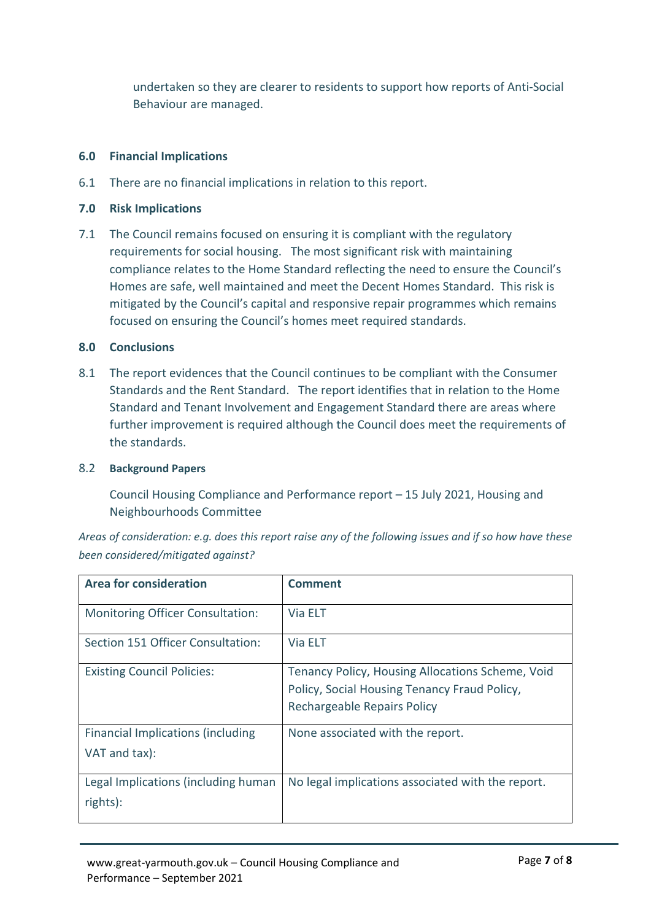undertaken so they are clearer to residents to support how reports of Anti-Social Behaviour are managed.

## 6.0 Financial Implications

6.1 There are no financial implications in relation to this report.

## 7.0 Risk Implications

7.1 The Council remains focused on ensuring it is compliant with the regulatory requirements for social housing. The most significant risk with maintaining compliance relates to the Home Standard reflecting the need to ensure the Council's Homes are safe, well maintained and meet the Decent Homes Standard. This risk is mitigated by the Council's capital and responsive repair programmes which remains focused on ensuring the Council's homes meet required standards.

## 8.0 Conclusions

8.1 The report evidences that the Council continues to be compliant with the Consumer Standards and the Rent Standard. The report identifies that in relation to the Home Standard and Tenant Involvement and Engagement Standard there are areas where further improvement is required although the Council does meet the requirements of the standards.

8.2 **Background Papers**

Council Housing Compliance and Performance report – 15 July 2021, Housing and Neighbourhoods Committee

*Areas of consideration: e.g. does this report raise any of the following issues and if so how have these been considered/mitigated against?*

| Area for consideration | Comment |
|---|---|
| Monitoring Officer Consultation: | Via ELT |
| Section 151 Officer Consultation: | Via ELT |
| Existing Council Policies: | Tenancy Policy, Housing Allocations Scheme, Void Policy, Social Housing Tenancy Fraud Policy, Rechargeable Repairs Policy |
| Financial Implications (including VAT and tax): | None associated with the report. |
| Legal Implications (including human rights): | No legal implications associated with the report. |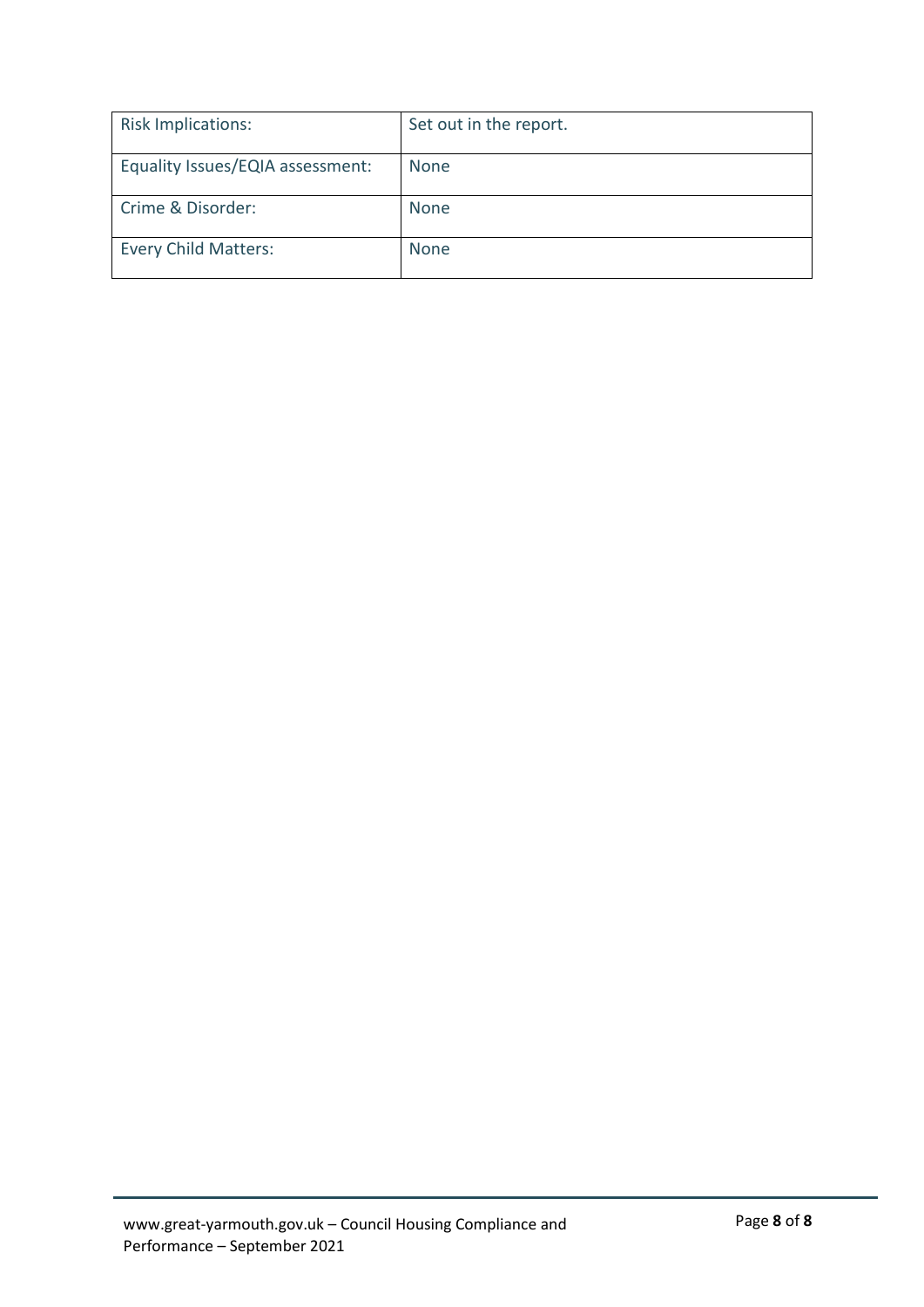| | |
|---|---|
| Risk Implications: | Set out in the report. |
| Equality Issues/EQIA assessment: | None |
| Crime & Disorder: | None |
| Every Child Matters: | None |